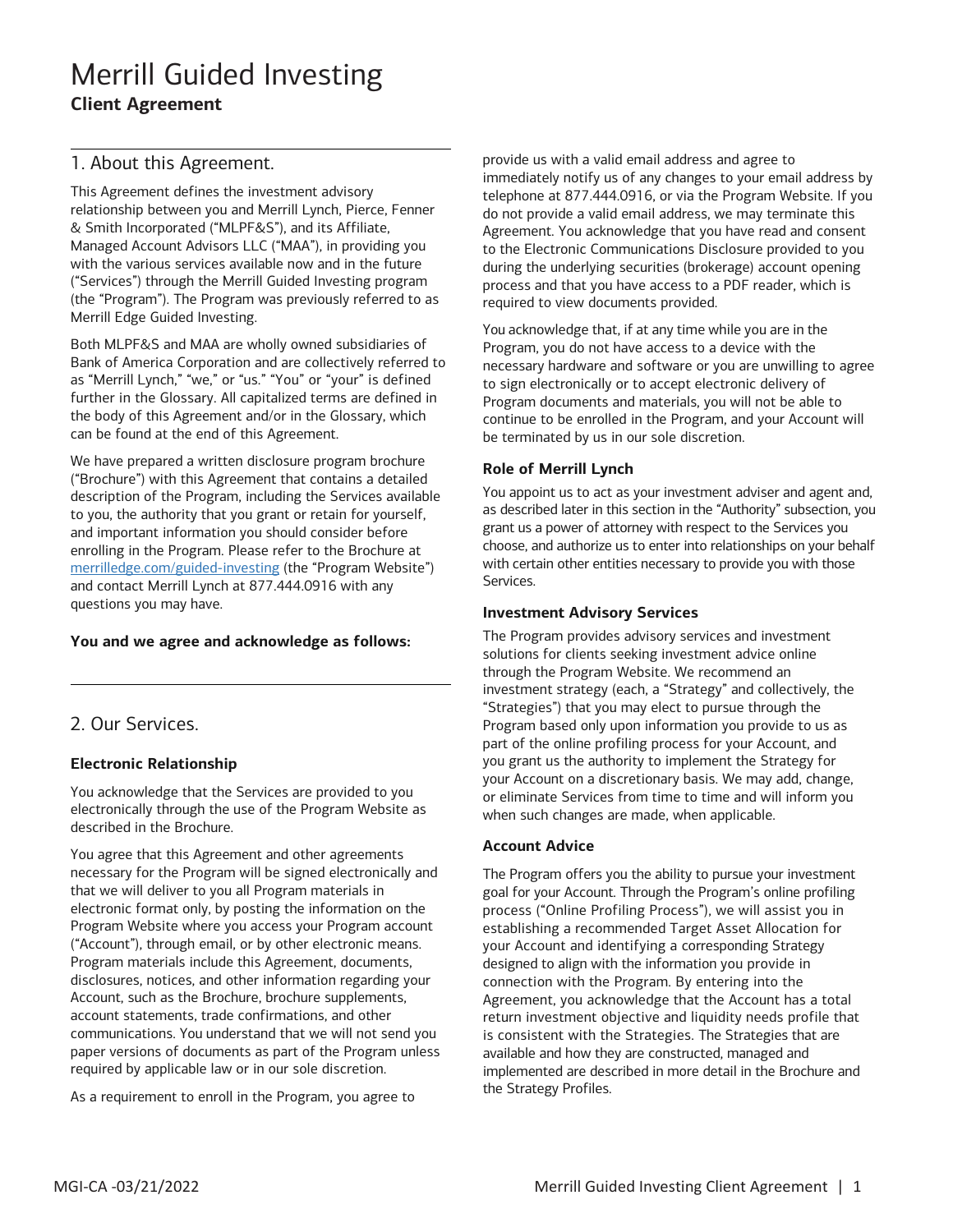# Merrill Guided Investing

**Client Agreement**

## 1. About this Agreement.

This Agreement defines the investment advisory relationship between you and Merrill Lynch, Pierce, Fenner & Smith Incorporated ("MLPF&S"), and its Affiliate, Managed Account Advisors LLC ("MAA"), in providing you with the various services available now and in the future ("Services") through the Merrill Guided Investing program (the "Program"). The Program was previously referred to as Merrill Edge Guided Investing.

Both MLPF&S and MAA are wholly owned subsidiaries of Bank of America Corporation and are collectively referred to as "Merrill Lynch," "we," or "us." "You" or "your" is defined further in the Glossary. All capitalized terms are defined in the body of this Agreement and/or in the Glossary, which can be found at the end of this Agreement.

We have prepared a written disclosure program brochure ("Brochure") with this Agreement that contains a detailed description of the Program, including the Services available to you, the authority that you grant or retain for yourself, and important information you should consider before enrolling in the Program. Please refer to the Brochure at merrilledge.com/guided-investing (the "Program Website") and contact Merrill Lynch at 877.444.0916 with any questions you may have.

**You and we agree and acknowledge as follows:**

## 2. Our Services.

### Electronic Relationship

You acknowledge that the Services are provided to you electronically through the use of the Program Website as described in the Brochure.

You agree that this Agreement and other agreements necessary for the Program will be signed electronically and that we will deliver to you all Program materials in electronic format only, by posting the information on the Program Website where you access your Program account ("Account"), through email, or by other electronic means. Program materials include this Agreement, documents, disclosures, notices, and other information regarding your Account, such as the Brochure, brochure supplements, account statements, trade confirmations, and other communications. You understand that we will not send you paper versions of documents as part of the Program unless required by applicable law or in our sole discretion.

As a requirement to enroll in the Program, you agree to provide us with a valid email address and agree to immediately notify us of any changes to your email address by telephone at 877.444.0916, or via the Program Website. If you do not provide a valid email address, we may terminate this Agreement. You acknowledge that you have read and consent to the Electronic Communications Disclosure provided to you during the underlying securities (brokerage) account opening process and that you have access to a PDF reader, which is required to view documents provided.

You acknowledge that, if at any time while you are in the Program, you do not have access to a device with the necessary hardware and software or you are unwilling to agree to sign electronically or to accept electronic delivery of Program documents and materials, you will not be able to continue to be enrolled in the Program, and your Account will be terminated by us in our sole discretion.

### Role of Merrill Lynch

You appoint us to act as your investment adviser and agent and, as described later in this section in the "Authority" subsection, you grant us a power of attorney with respect to the Services you choose, and authorize us to enter into relationships on your behalf with certain other entities necessary to provide you with those Services.

### Investment Advisory Services

The Program provides advisory services and investment solutions for clients seeking investment advice online through the Program Website. We recommend an investment strategy (each, a "Strategy" and collectively, the "Strategies") that you may elect to pursue through the Program based only upon information you provide to us as part of the online profiling process for your Account, and you grant us the authority to implement the Strategy for your Account on a discretionary basis. We may add, change, or eliminate Services from time to time and will inform you when such changes are made, when applicable.

### Account Advice

The Program offers you the ability to pursue your investment goal for your Account. Through the Program's online profiling process ("Online Profiling Process"), we will assist you in establishing a recommended Target Asset Allocation for your Account and identifying a corresponding Strategy designed to align with the information you provide in connection with the Program. By entering into the Agreement, you acknowledge that the Account has a total return investment objective and liquidity needs profile that is consistent with the Strategies. The Strategies that are available and how they are constructed, managed and implemented are described in more detail in the Brochure and the Strategy Profiles.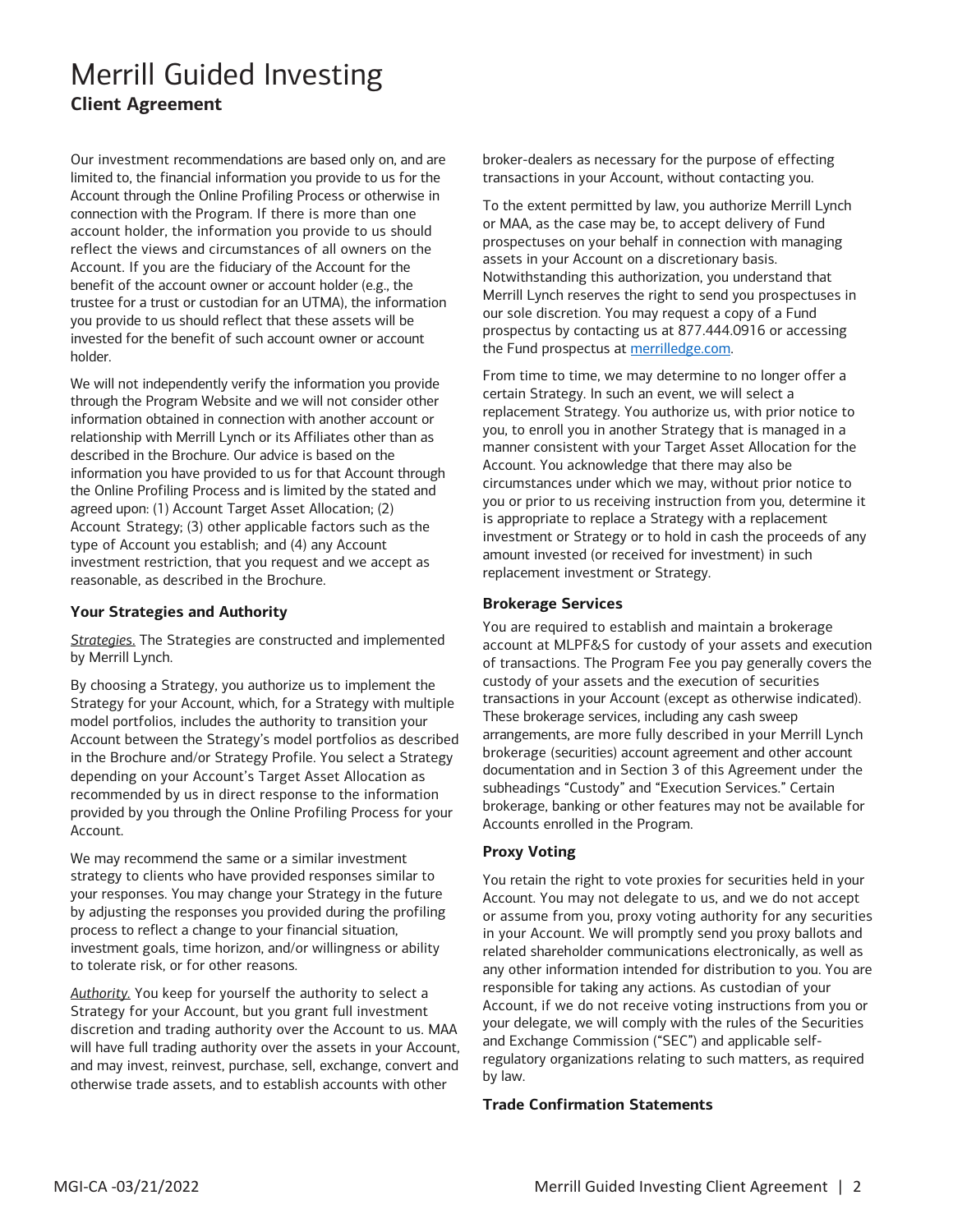# Merrill Guided Investing

## Client Agreement

Our investment recommendations are based only on, and are limited to, the financial information you provide to us for the Account through the Online Profiling Process or otherwise in connection with the Program. If there is more than one account holder, the information you provide to us should reflect the views and circumstances of all owners on the Account. If you are the fiduciary of the Account for the benefit of the account owner or account holder (e.g., the trustee for a trust or custodian for an UTMA), the information you provide to us should reflect that these assets will be invested for the benefit of such account owner or account holder.

We will not independently verify the information you provide through the Program Website and we will not consider other information obtained in connection with another account or relationship with Merrill Lynch or its Affiliates other than as described in the Brochure. Our advice is based on the information you have provided to us for that Account through the Online Profiling Process and is limited by the stated and agreed upon: (1) Account Target Asset Allocation; (2) Account Strategy; (3) other applicable factors such as the type of Account you establish; and (4) any Account investment restriction, that you request and we accept as reasonable, as described in the Brochure.

### Your Strategies and Authority

*Strategies.* The Strategies are constructed and implemented by Merrill Lynch.

By choosing a Strategy, you authorize us to implement the Strategy for your Account, which, for a Strategy with multiple model portfolios, includes the authority to transition your Account between the Strategy's model portfolios as described in the Brochure and/or Strategy Profile. You select a Strategy depending on your Account's Target Asset Allocation as recommended by us in direct response to the information provided by you through the Online Profiling Process for your Account.

We may recommend the same or a similar investment strategy to clients who have provided responses similar to your responses. You may change your Strategy in the future by adjusting the responses you provided during the profiling process to reflect a change to your financial situation, investment goals, time horizon, and/or willingness or ability to tolerate risk, or for other reasons.

*Authority.* You keep for yourself the authority to select a Strategy for your Account, but you grant full investment discretion and trading authority over the Account to us. MAA will have full trading authority over the assets in your Account, and may invest, reinvest, purchase, sell, exchange, convert and otherwise trade assets, and to establish accounts with other broker-dealers as necessary for the purpose of effecting transactions in your Account, without contacting you.

To the extent permitted by law, you authorize Merrill Lynch or MAA, as the case may be, to accept delivery of Fund prospectuses on your behalf in connection with managing assets in your Account on a discretionary basis. Notwithstanding this authorization, you understand that Merrill Lynch reserves the right to send you prospectuses in our sole discretion. You may request a copy of a Fund prospectus by contacting us at 877.444.0916 or accessing the Fund prospectus at merrilledge.com.

From time to time, we may determine to no longer offer a certain Strategy. In such an event, we will select a replacement Strategy. You authorize us, with prior notice to you, to enroll you in another Strategy that is managed in a manner consistent with your Target Asset Allocation for the Account. You acknowledge that there may also be circumstances under which we may, without prior notice to you or prior to us receiving instruction from you, determine it is appropriate to replace a Strategy with a replacement investment or Strategy or to hold in cash the proceeds of any amount invested (or received for investment) in such replacement investment or Strategy.

### Brokerage Services

You are required to establish and maintain a brokerage account at MLPF&S for custody of your assets and execution of transactions. The Program Fee you pay generally covers the custody of your assets and the execution of securities transactions in your Account (except as otherwise indicated). These brokerage services, including any cash sweep arrangements, are more fully described in your Merrill Lynch brokerage (securities) account agreement and other account documentation and in Section 3 of this Agreement under the subheadings "Custody" and "Execution Services." Certain brokerage, banking or other features may not be available for Accounts enrolled in the Program.

### Proxy Voting

You retain the right to vote proxies for securities held in your Account. You may not delegate to us, and we do not accept or assume from you, proxy voting authority for any securities in your Account. We will promptly send you proxy ballots and related shareholder communications electronically, as well as any other information intended for distribution to you. You are responsible for taking any actions. As custodian of your Account, if we do not receive voting instructions from you or your delegate, we will comply with the rules of the Securities and Exchange Commission ("SEC") and applicable self-regulatory organizations relating to such matters, as required by law.

### Trade Confirmation Statements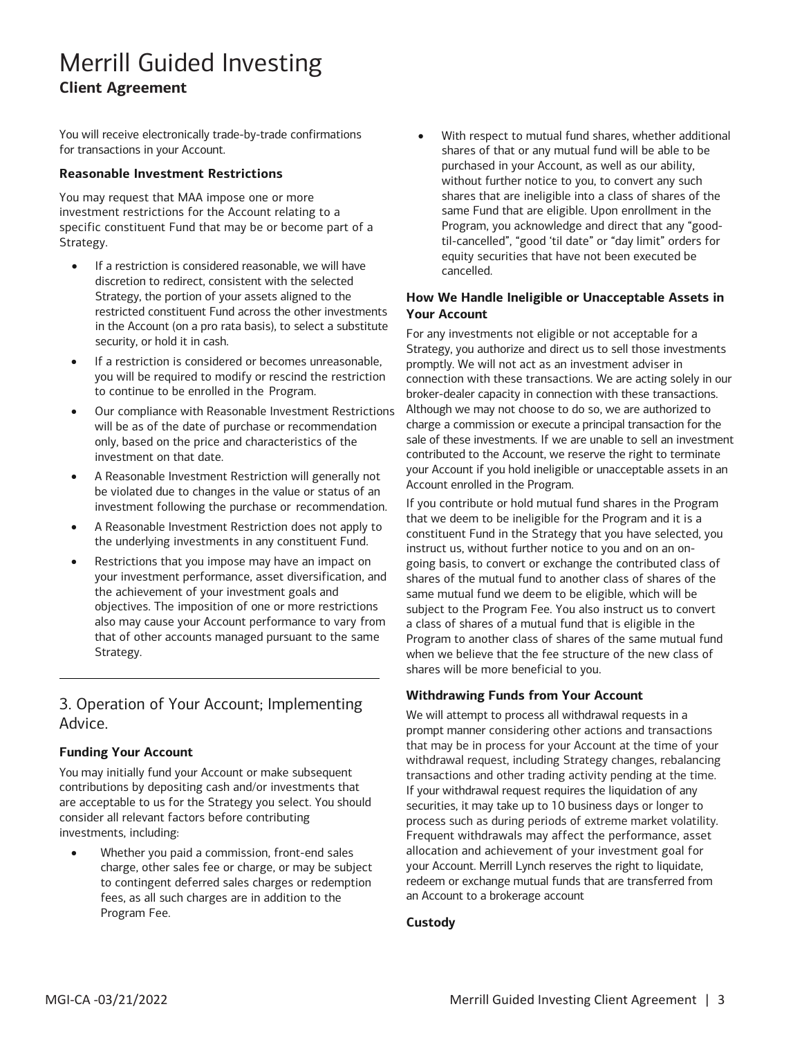You will receive electronically trade-by-trade confirmations for transactions in your Account.

### Reasonable Investment Restrictions

You may request that MAA impose one or more investment restrictions for the Account relating to a specific constituent Fund that may be or become part of a Strategy.

- If a restriction is considered reasonable, we will have discretion to redirect, consistent with the selected Strategy, the portion of your assets aligned to the restricted constituent Fund across the other investments in the Account (on a pro rata basis), to select a substitute security, or hold it in cash.
- If a restriction is considered or becomes unreasonable, you will be required to modify or rescind the restriction to continue to be enrolled in the Program.
- Our compliance with Reasonable Investment Restrictions will be as of the date of purchase or recommendation only, based on the price and characteristics of the investment on that date.
- A Reasonable Investment Restriction will generally not be violated due to changes in the value or status of an investment following the purchase or recommendation.
- A Reasonable Investment Restriction does not apply to the underlying investments in any constituent Fund.
- Restrictions that you impose may have an impact on your investment performance, asset diversification, and the achievement of your investment goals and objectives. The imposition of one or more restrictions also may cause your Account performance to vary from that of other accounts managed pursuant to the same Strategy.

## 3. Operation of Your Account; Implementing Advice.

### Funding Your Account

You may initially fund your Account or make subsequent contributions by depositing cash and/or investments that are acceptable to us for the Strategy you select. You should consider all relevant factors before contributing investments, including:

- Whether you paid a commission, front-end sales charge, other sales fee or charge, or may be subject to contingent deferred sales charges or redemption fees, as all such charges are in addition to the Program Fee.
- With respect to mutual fund shares, whether additional shares of that or any mutual fund will be able to be purchased in your Account, as well as our ability, without further notice to you, to convert any such shares that are ineligible into a class of shares of the same Fund that are eligible. Upon enrollment in the Program, you acknowledge and direct that any "good-til-cancelled", "good 'til date" or "day limit" orders for equity securities that have not been executed be cancelled.

### How We Handle Ineligible or Unacceptable Assets in Your Account

For any investments not eligible or not acceptable for a Strategy, you authorize and direct us to sell those investments promptly. We will not act as an investment adviser in connection with these transactions. We are acting solely in our broker-dealer capacity in connection with these transactions. Although we may not choose to do so, we are authorized to charge a commission or execute a principal transaction for the sale of these investments. If we are unable to sell an investment contributed to the Account, we reserve the right to terminate your Account if you hold ineligible or unacceptable assets in an Account enrolled in the Program.

If you contribute or hold mutual fund shares in the Program that we deem to be ineligible for the Program and it is a constituent Fund in the Strategy that you have selected, you instruct us, without further notice to you and on an on-going basis, to convert or exchange the contributed class of shares of the mutual fund to another class of shares of the same mutual fund we deem to be eligible, which will be subject to the Program Fee. You also instruct us to convert a class of shares of a mutual fund that is eligible in the Program to another class of shares of the same mutual fund when we believe that the fee structure of the new class of shares will be more beneficial to you.

### Withdrawing Funds from Your Account

We will attempt to process all withdrawal requests in a prompt manner considering other actions and transactions that may be in process for your Account at the time of your withdrawal request, including Strategy changes, rebalancing transactions and other trading activity pending at the time. If your withdrawal request requires the liquidation of any securities, it may take up to 10 business days or longer to process such as during periods of extreme market volatility. Frequent withdrawals may affect the performance, asset allocation and achievement of your investment goal for your Account. Merrill Lynch reserves the right to liquidate, redeem or exchange mutual funds that are transferred from an Account to a brokerage account

### Custody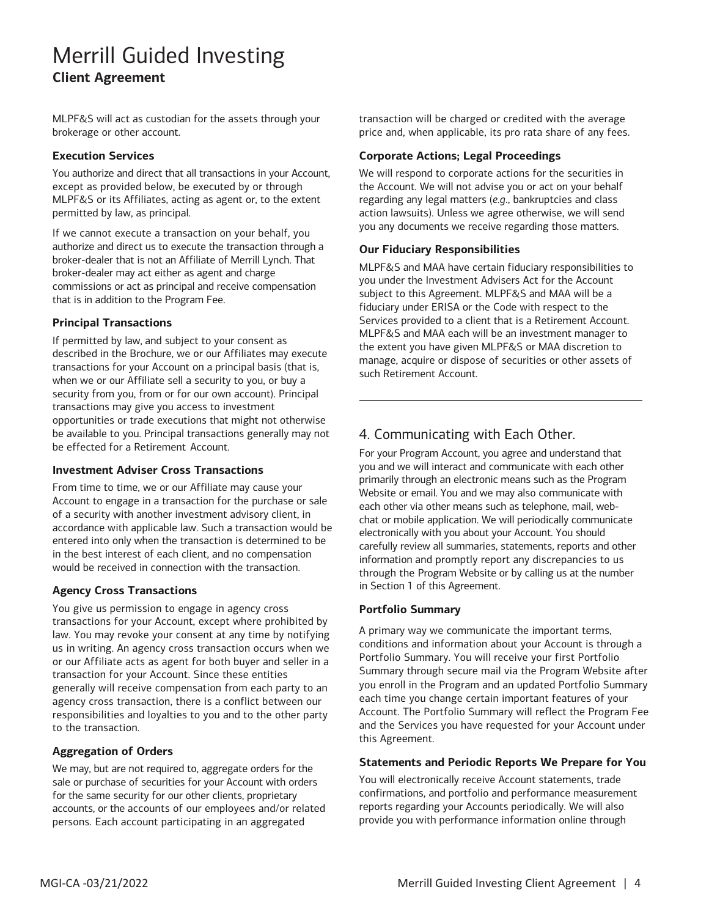MLPF&S will act as custodian for the assets through your brokerage or other account.

### Execution Services

You authorize and direct that all transactions in your Account, except as provided below, be executed by or through MLPF&S or its Affiliates, acting as agent or, to the extent permitted by law, as principal.

If we cannot execute a transaction on your behalf, you authorize and direct us to execute the transaction through a broker-dealer that is not an Affiliate of Merrill Lynch. That broker-dealer may act either as agent and charge commissions or act as principal and receive compensation that is in addition to the Program Fee.

### Principal Transactions

If permitted by law, and subject to your consent as described in the Brochure, we or our Affiliates may execute transactions for your Account on a principal basis (that is, when we or our Affiliate sell a security to you, or buy a security from you, from or for our own account). Principal transactions may give you access to investment opportunities or trade executions that might not otherwise be available to you. Principal transactions generally may not be effected for a Retirement Account.

### Investment Adviser Cross Transactions

From time to time, we or our Affiliate may cause your Account to engage in a transaction for the purchase or sale of a security with another investment advisory client, in accordance with applicable law. Such a transaction would be entered into only when the transaction is determined to be in the best interest of each client, and no compensation would be received in connection with the transaction.

### Agency Cross Transactions

You give us permission to engage in agency cross transactions for your Account, except where prohibited by law. You may revoke your consent at any time by notifying us in writing. An agency cross transaction occurs when we or our Affiliate acts as agent for both buyer and seller in a transaction for your Account. Since these entities generally will receive compensation from each party to an agency cross transaction, there is a conflict between our responsibilities and loyalties to you and to the other party to the transaction.

### Aggregation of Orders

We may, but are not required to, aggregate orders for the sale or purchase of securities for your Account with orders for the same security for our other clients, proprietary accounts, or the accounts of our employees and/or related persons. Each account participating in an aggregated transaction will be charged or credited with the average price and, when applicable, its pro rata share of any fees.

### Corporate Actions; Legal Proceedings

We will respond to corporate actions for the securities in the Account. We will not advise you or act on your behalf regarding any legal matters (*e.g.*, bankruptcies and class action lawsuits). Unless we agree otherwise, we will send you any documents we receive regarding those matters.

### Our Fiduciary Responsibilities

MLPF&S and MAA have certain fiduciary responsibilities to you under the Investment Advisers Act for the Account subject to this Agreement. MLPF&S and MAA will be a fiduciary under ERISA or the Code with respect to the Services provided to a client that is a Retirement Account. MLPF&S and MAA each will be an investment manager to the extent you have given MLPF&S or MAA discretion to manage, acquire or dispose of securities or other assets of such Retirement Account.

## 4. Communicating with Each Other.

For your Program Account, you agree and understand that you and we will interact and communicate with each other primarily through an electronic means such as the Program Website or email. You and we may also communicate with each other via other means such as telephone, mail, web-chat or mobile application. We will periodically communicate electronically with you about your Account. You should carefully review all summaries, statements, reports and other information and promptly report any discrepancies to us through the Program Website or by calling us at the number in Section 1 of this Agreement.

### Portfolio Summary

A primary way we communicate the important terms, conditions and information about your Account is through a Portfolio Summary. You will receive your first Portfolio Summary through secure mail via the Program Website after you enroll in the Program and an updated Portfolio Summary each time you change certain important features of your Account. The Portfolio Summary will reflect the Program Fee and the Services you have requested for your Account under this Agreement.

### Statements and Periodic Reports We Prepare for You

You will electronically receive Account statements, trade confirmations, and portfolio and performance measurement reports regarding your Accounts periodically. We will also provide you with performance information online through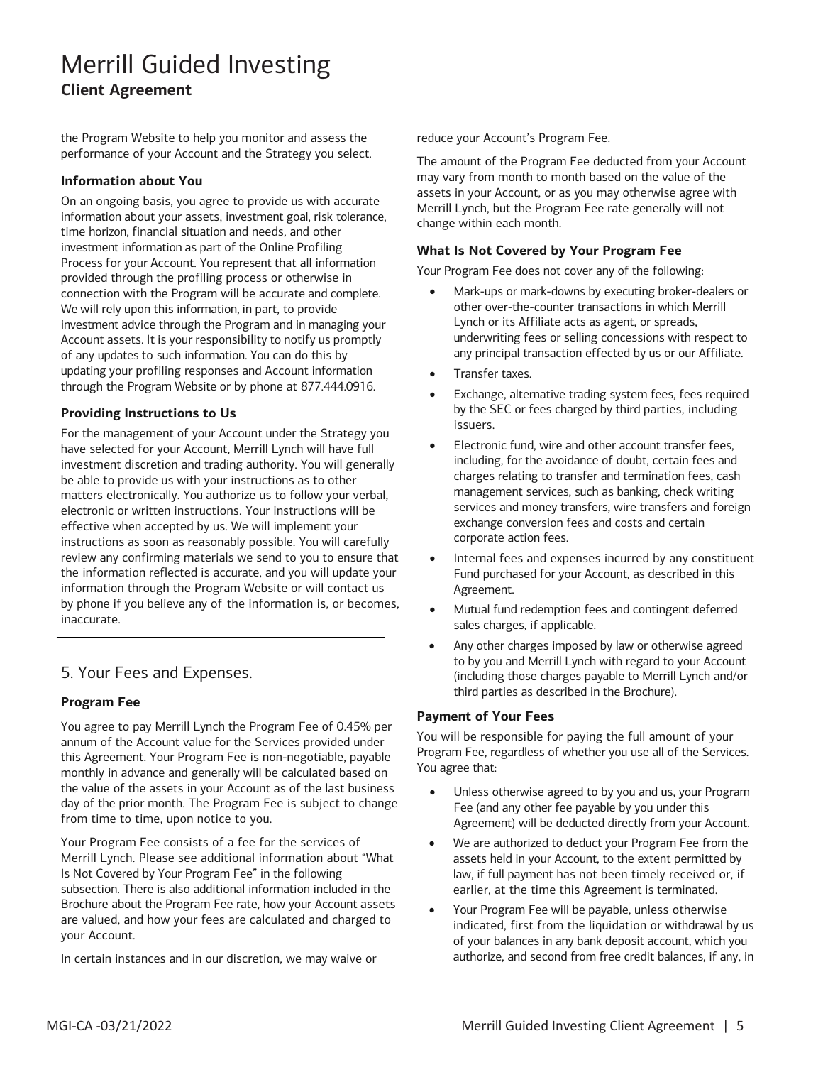the Program Website to help you monitor and assess the performance of your Account and the Strategy you select.

### Information about You

On an ongoing basis, you agree to provide us with accurate information about your assets, investment goal, risk tolerance, time horizon, financial situation and needs, and other investment information as part of the Online Profiling Process for your Account. You represent that all information provided through the profiling process or otherwise in connection with the Program will be accurate and complete. We will rely upon this information, in part, to provide investment advice through the Program and in managing your Account assets. It is your responsibility to notify us promptly of any updates to such information. You can do this by updating your profiling responses and Account information through the Program Website or by phone at 877.444.0916.

### Providing Instructions to Us

For the management of your Account under the Strategy you have selected for your Account, Merrill Lynch will have full investment discretion and trading authority. You will generally be able to provide us with your instructions as to other matters electronically. You authorize us to follow your verbal, electronic or written instructions. Your instructions will be effective when accepted by us. We will implement your instructions as soon as reasonably possible. You will carefully review any confirming materials we send to you to ensure that the information reflected is accurate, and you will update your information through the Program Website or will contact us by phone if you believe any of the information is, or becomes, inaccurate.

## 5. Your Fees and Expenses.

### Program Fee

You agree to pay Merrill Lynch the Program Fee of 0.45% per annum of the Account value for the Services provided under this Agreement. Your Program Fee is non-negotiable, payable monthly in advance and generally will be calculated based on the value of the assets in your Account as of the last business day of the prior month. The Program Fee is subject to change from time to time, upon notice to you.

Your Program Fee consists of a fee for the services of Merrill Lynch. Please see additional information about "What Is Not Covered by Your Program Fee" in the following subsection. There is also additional information included in the Brochure about the Program Fee rate, how your Account assets are valued, and how your fees are calculated and charged to your Account.

In certain instances and in our discretion, we may waive or reduce your Account's Program Fee.

The amount of the Program Fee deducted from your Account may vary from month to month based on the value of the assets in your Account, or as you may otherwise agree with Merrill Lynch, but the Program Fee rate generally will not change within each month.

### What Is Not Covered by Your Program Fee

Your Program Fee does not cover any of the following:

- Mark-ups or mark-downs by executing broker-dealers or other over-the-counter transactions in which Merrill Lynch or its Affiliate acts as agent, or spreads, underwriting fees or selling concessions with respect to any principal transaction effected by us or our Affiliate.
- Transfer taxes.
- Exchange, alternative trading system fees, fees required by the SEC or fees charged by third parties, including issuers.
- Electronic fund, wire and other account transfer fees, including, for the avoidance of doubt, certain fees and charges relating to transfer and termination fees, cash management services, such as banking, check writing services and money transfers, wire transfers and foreign exchange conversion fees and costs and certain corporate action fees.
- Internal fees and expenses incurred by any constituent Fund purchased for your Account, as described in this Agreement.
- Mutual fund redemption fees and contingent deferred sales charges, if applicable.
- Any other charges imposed by law or otherwise agreed to by you and Merrill Lynch with regard to your Account (including those charges payable to Merrill Lynch and/or third parties as described in the Brochure).

### Payment of Your Fees

You will be responsible for paying the full amount of your Program Fee, regardless of whether you use all of the Services. You agree that:

- Unless otherwise agreed to by you and us, your Program Fee (and any other fee payable by you under this Agreement) will be deducted directly from your Account.
- We are authorized to deduct your Program Fee from the assets held in your Account, to the extent permitted by law, if full payment has not been timely received or, if earlier, at the time this Agreement is terminated.
- Your Program Fee will be payable, unless otherwise indicated, first from the liquidation or withdrawal by us of your balances in any bank deposit account, which you authorize, and second from free credit balances, if any, in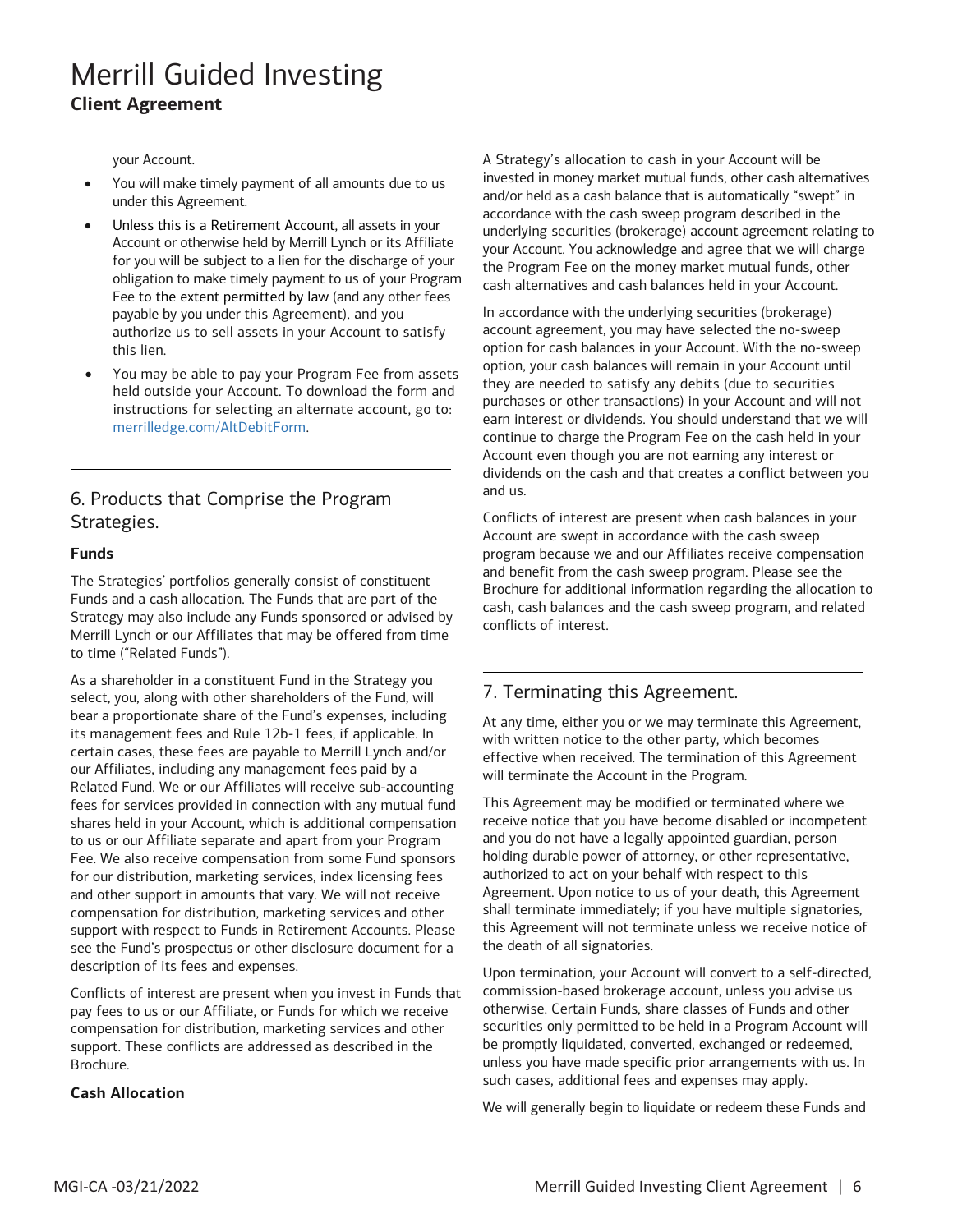your Account.

- You will make timely payment of all amounts due to us under this Agreement.
- Unless this is a Retirement Account, all assets in your Account or otherwise held by Merrill Lynch or its Affiliate for you will be subject to a lien for the discharge of your obligation to make timely payment to us of your Program Fee to the extent permitted by law (and any other fees payable by you under this Agreement), and you authorize us to sell assets in your Account to satisfy this lien.
- You may be able to pay your Program Fee from assets held outside your Account. To download the form and instructions for selecting an alternate account, go to: merrilledge.com/AltDebitForm.

## 6. Products that Comprise the Program Strategies.

**Funds**

The Strategies' portfolios generally consist of constituent Funds and a cash allocation. The Funds that are part of the Strategy may also include any Funds sponsored or advised by Merrill Lynch or our Affiliates that may be offered from time to time ("Related Funds").

As a shareholder in a constituent Fund in the Strategy you select, you, along with other shareholders of the Fund, will bear a proportionate share of the Fund's expenses, including its management fees and Rule 12b-1 fees, if applicable. In certain cases, these fees are payable to Merrill Lynch and/or our Affiliates, including any management fees paid by a Related Fund. We or our Affiliates will receive sub-accounting fees for services provided in connection with any mutual fund shares held in your Account, which is additional compensation to us or our Affiliate separate and apart from your Program Fee. We also receive compensation from some Fund sponsors for our distribution, marketing services, index licensing fees and other support in amounts that vary. We will not receive compensation for distribution, marketing services and other support with respect to Funds in Retirement Accounts. Please see the Fund's prospectus or other disclosure document for a description of its fees and expenses.

Conflicts of interest are present when you invest in Funds that pay fees to us or our Affiliate, or Funds for which we receive compensation for distribution, marketing services and other support. These conflicts are addressed as described in the Brochure.

**Cash Allocation**

A Strategy's allocation to cash in your Account will be invested in money market mutual funds, other cash alternatives and/or held as a cash balance that is automatically "swept" in accordance with the cash sweep program described in the underlying securities (brokerage) account agreement relating to your Account. You acknowledge and agree that we will charge the Program Fee on the money market mutual funds, other cash alternatives and cash balances held in your Account.

In accordance with the underlying securities (brokerage) account agreement, you may have selected the no-sweep option for cash balances in your Account. With the no-sweep option, your cash balances will remain in your Account until they are needed to satisfy any debits (due to securities purchases or other transactions) in your Account and will not earn interest or dividends. You should understand that we will continue to charge the Program Fee on the cash held in your Account even though you are not earning any interest or dividends on the cash and that creates a conflict between you and us.

Conflicts of interest are present when cash balances in your Account are swept in accordance with the cash sweep program because we and our Affiliates receive compensation and benefit from the cash sweep program. Please see the Brochure for additional information regarding the allocation to cash, cash balances and the cash sweep program, and related conflicts of interest.

## 7. Terminating this Agreement.

At any time, either you or we may terminate this Agreement, with written notice to the other party, which becomes effective when received. The termination of this Agreement will terminate the Account in the Program.

This Agreement may be modified or terminated where we receive notice that you have become disabled or incompetent and you do not have a legally appointed guardian, person holding durable power of attorney, or other representative, authorized to act on your behalf with respect to this Agreement. Upon notice to us of your death, this Agreement shall terminate immediately; if you have multiple signatories, this Agreement will not terminate unless we receive notice of the death of all signatories.

Upon termination, your Account will convert to a self-directed, commission-based brokerage account, unless you advise us otherwise. Certain Funds, share classes of Funds and other securities only permitted to be held in a Program Account will be promptly liquidated, converted, exchanged or redeemed, unless you have made specific prior arrangements with us. In such cases, additional fees and expenses may apply.

We will generally begin to liquidate or redeem these Funds and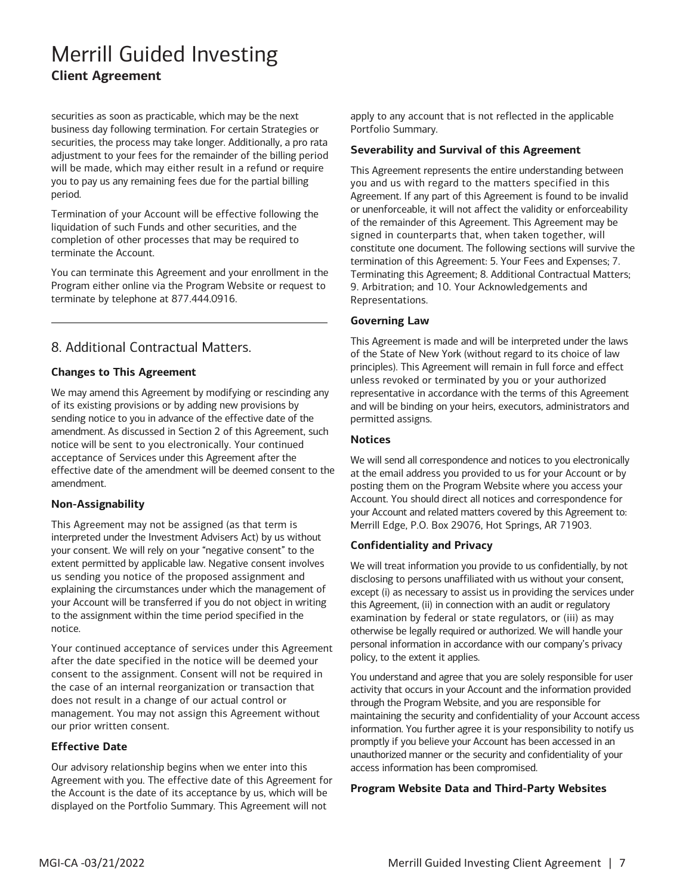securities as soon as practicable, which may be the next business day following termination. For certain Strategies or securities, the process may take longer. Additionally, a pro rata adjustment to your fees for the remainder of the billing period will be made, which may either result in a refund or require you to pay us any remaining fees due for the partial billing period.

Termination of your Account will be effective following the liquidation of such Funds and other securities, and the completion of other processes that may be required to terminate the Account.

You can terminate this Agreement and your enrollment in the Program either online via the Program Website or request to terminate by telephone at 877.444.0916.

## 8. Additional Contractual Matters.

### Changes to This Agreement

We may amend this Agreement by modifying or rescinding any of its existing provisions or by adding new provisions by sending notice to you in advance of the effective date of the amendment. As discussed in Section 2 of this Agreement, such notice will be sent to you electronically. Your continued acceptance of Services under this Agreement after the effective date of the amendment will be deemed consent to the amendment.

### Non-Assignability

This Agreement may not be assigned (as that term is interpreted under the Investment Advisers Act) by us without your consent. We will rely on your "negative consent" to the extent permitted by applicable law. Negative consent involves us sending you notice of the proposed assignment and explaining the circumstances under which the management of your Account will be transferred if you do not object in writing to the assignment within the time period specified in the notice.

Your continued acceptance of services under this Agreement after the date specified in the notice will be deemed your consent to the assignment. Consent will not be required in the case of an internal reorganization or transaction that does not result in a change of our actual control or management. You may not assign this Agreement without our prior written consent.

### Effective Date

Our advisory relationship begins when we enter into this Agreement with you. The effective date of this Agreement for the Account is the date of its acceptance by us, which will be displayed on the Portfolio Summary. This Agreement will not apply to any account that is not reflected in the applicable Portfolio Summary.

### Severability and Survival of this Agreement

This Agreement represents the entire understanding between you and us with regard to the matters specified in this Agreement. If any part of this Agreement is found to be invalid or unenforceable, it will not affect the validity or enforceability of the remainder of this Agreement. This Agreement may be signed in counterparts that, when taken together, will constitute one document. The following sections will survive the termination of this Agreement: 5. Your Fees and Expenses; 7. Terminating this Agreement; 8. Additional Contractual Matters; 9. Arbitration; and 10. Your Acknowledgements and Representations.

### Governing Law

This Agreement is made and will be interpreted under the laws of the State of New York (without regard to its choice of law principles). This Agreement will remain in full force and effect unless revoked or terminated by you or your authorized representative in accordance with the terms of this Agreement and will be binding on your heirs, executors, administrators and permitted assigns.

### Notices

We will send all correspondence and notices to you electronically at the email address you provided to us for your Account or by posting them on the Program Website where you access your Account. You should direct all notices and correspondence for your Account and related matters covered by this Agreement to: Merrill Edge, P.O. Box 29076, Hot Springs, AR 71903.

### Confidentiality and Privacy

We will treat information you provide to us confidentially, by not disclosing to persons unaffiliated with us without your consent, except (i) as necessary to assist us in providing the services under this Agreement, (ii) in connection with an audit or regulatory examination by federal or state regulators, or (iii) as may otherwise be legally required or authorized. We will handle your personal information in accordance with our company's privacy policy, to the extent it applies.

You understand and agree that you are solely responsible for user activity that occurs in your Account and the information provided through the Program Website, and you are responsible for maintaining the security and confidentiality of your Account access information. You further agree it is your responsibility to notify us promptly if you believe your Account has been accessed in an unauthorized manner or the security and confidentiality of your access information has been compromised.

### Program Website Data and Third-Party Websites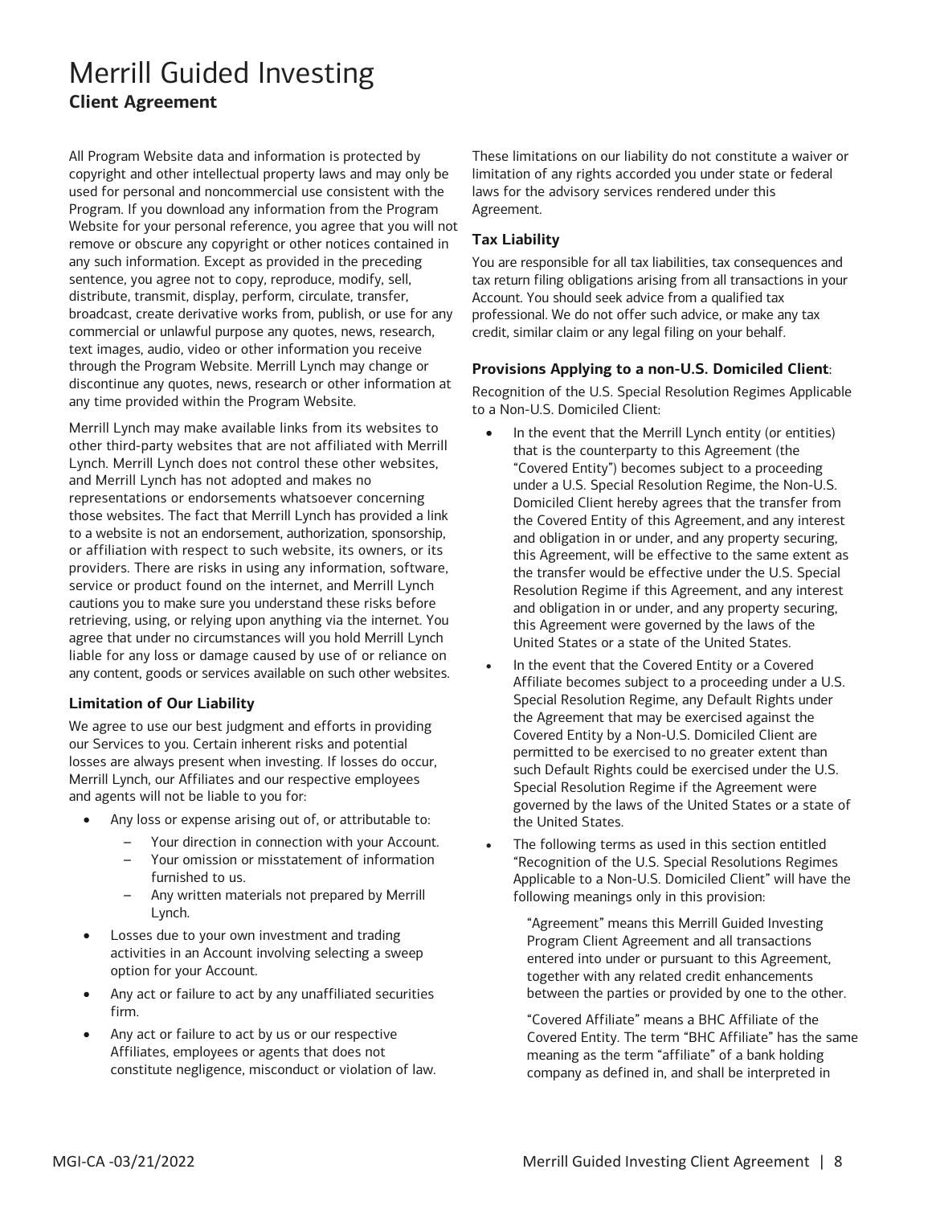All Program Website data and information is protected by copyright and other intellectual property laws and may only be used for personal and noncommercial use consistent with the Program. If you download any information from the Program Website for your personal reference, you agree that you will not remove or obscure any copyright or other notices contained in any such information. Except as provided in the preceding sentence, you agree not to copy, reproduce, modify, sell, distribute, transmit, display, perform, circulate, transfer, broadcast, create derivative works from, publish, or use for any commercial or unlawful purpose any quotes, news, research, text images, audio, video or other information you receive through the Program Website. Merrill Lynch may change or discontinue any quotes, news, research or other information at any time provided within the Program Website.

Merrill Lynch may make available links from its websites to other third-party websites that are not affiliated with Merrill Lynch. Merrill Lynch does not control these other websites, and Merrill Lynch has not adopted and makes no representations or endorsements whatsoever concerning those websites. The fact that Merrill Lynch has provided a link to a website is not an endorsement, authorization, sponsorship, or affiliation with respect to such website, its owners, or its providers. There are risks in using any information, software, service or product found on the internet, and Merrill Lynch cautions you to make sure you understand these risks before retrieving, using, or relying upon anything via the internet. You agree that under no circumstances will you hold Merrill Lynch liable for any loss or damage caused by use of or reliance on any content, goods or services available on such other websites.

### Limitation of Our Liability

We agree to use our best judgment and efforts in providing our Services to you. Certain inherent risks and potential losses are always present when investing. If losses do occur, Merrill Lynch, our Affiliates and our respective employees and agents will not be liable to you for:

- Any loss or expense arising out of, or attributable to:
  - Your direction in connection with your Account.
  - Your omission or misstatement of information furnished to us.
  - Any written materials not prepared by Merrill Lynch.
- Losses due to your own investment and trading activities in an Account involving selecting a sweep option for your Account.
- Any act or failure to act by any unaffiliated securities firm.
- Any act or failure to act by us or our respective Affiliates, employees or agents that does not constitute negligence, misconduct or violation of law.

These limitations on our liability do not constitute a waiver or limitation of any rights accorded you under state or federal laws for the advisory services rendered under this Agreement.

### Tax Liability

You are responsible for all tax liabilities, tax consequences and tax return filing obligations arising from all transactions in your Account. You should seek advice from a qualified tax professional. We do not offer such advice, or make any tax credit, similar claim or any legal filing on your behalf.

### Provisions Applying to a non-U.S. Domiciled Client:

Recognition of the U.S. Special Resolution Regimes Applicable to a Non-U.S. Domiciled Client:

- In the event that the Merrill Lynch entity (or entities) that is the counterparty to this Agreement (the "Covered Entity") becomes subject to a proceeding under a U.S. Special Resolution Regime, the Non-U.S. Domiciled Client hereby agrees that the transfer from the Covered Entity of this Agreement, and any interest and obligation in or under, and any property securing, this Agreement, will be effective to the same extent as the transfer would be effective under the U.S. Special Resolution Regime if this Agreement, and any interest and obligation in or under, and any property securing, this Agreement were governed by the laws of the United States or a state of the United States.
- In the event that the Covered Entity or a Covered Affiliate becomes subject to a proceeding under a U.S. Special Resolution Regime, any Default Rights under the Agreement that may be exercised against the Covered Entity by a Non-U.S. Domiciled Client are permitted to be exercised to no greater extent than such Default Rights could be exercised under the U.S. Special Resolution Regime if the Agreement were governed by the laws of the United States or a state of the United States.
- The following terms as used in this section entitled "Recognition of the U.S. Special Resolutions Regimes Applicable to a Non-U.S. Domiciled Client" will have the following meanings only in this provision:

  "Agreement" means this Merrill Guided Investing Program Client Agreement and all transactions entered into under or pursuant to this Agreement, together with any related credit enhancements between the parties or provided by one to the other.

  "Covered Affiliate" means a BHC Affiliate of the Covered Entity. The term "BHC Affiliate" has the same meaning as the term "affiliate" of a bank holding company as defined in, and shall be interpreted in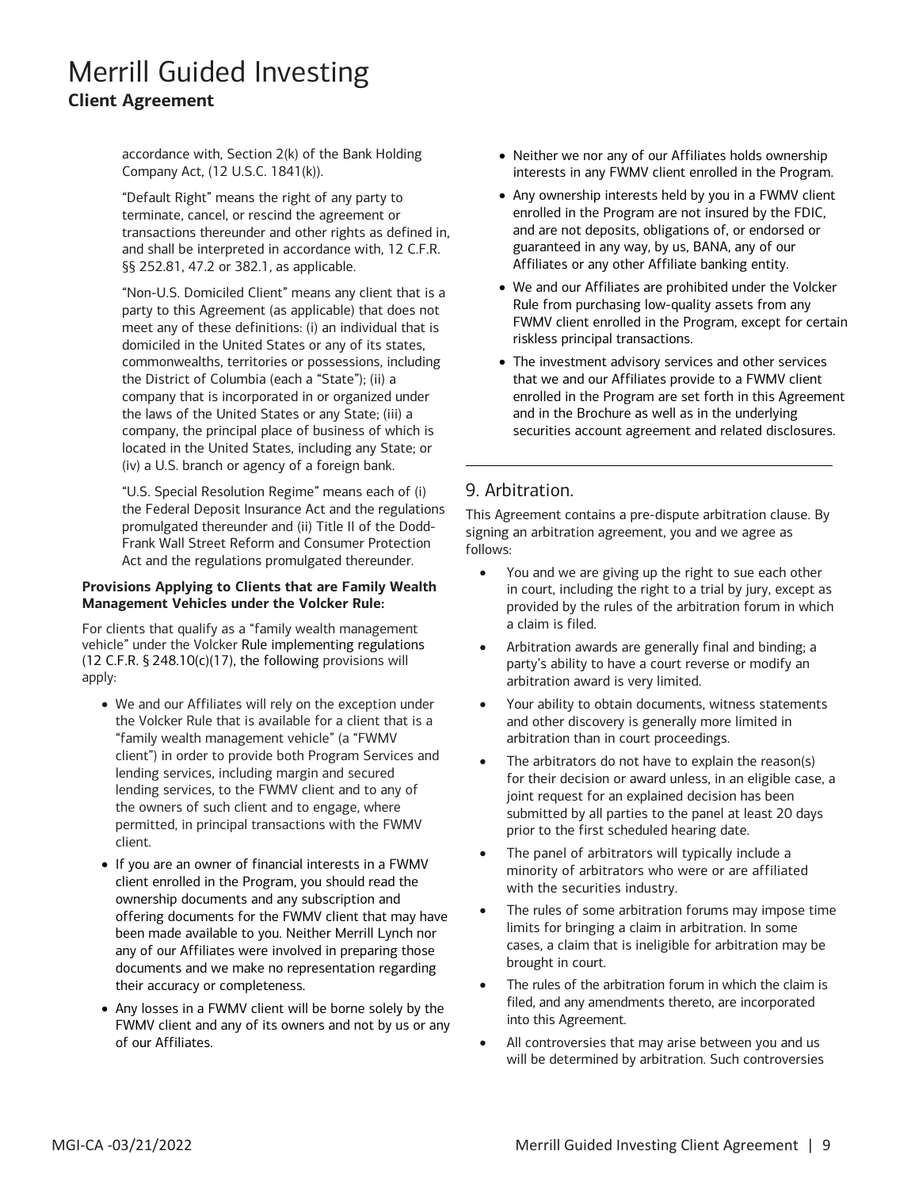accordance with, Section 2(k) of the Bank Holding Company Act, (12 U.S.C. 1841(k)).

"Default Right" means the right of any party to terminate, cancel, or rescind the agreement or transactions thereunder and other rights as defined in, and shall be interpreted in accordance with, 12 C.F.R. §§ 252.81, 47.2 or 382.1, as applicable.

"Non-U.S. Domiciled Client" means any client that is a party to this Agreement (as applicable) that does not meet any of these definitions: (i) an individual that is domiciled in the United States or any of its states, commonwealths, territories or possessions, including the District of Columbia (each a "State"); (ii) a company that is incorporated in or organized under the laws of the United States or any State; (iii) a company, the principal place of business of which is located in the United States, including any State; or (iv) a U.S. branch or agency of a foreign bank.

"U.S. Special Resolution Regime" means each of (i) the Federal Deposit Insurance Act and the regulations promulgated thereunder and (ii) Title II of the Dodd-Frank Wall Street Reform and Consumer Protection Act and the regulations promulgated thereunder.

**Provisions Applying to Clients that are Family Wealth Management Vehicles under the Volcker Rule:**

For clients that qualify as a "family wealth management vehicle" under the Volcker Rule implementing regulations (12 C.F.R. § 248.10(c)(17), the following provisions will apply:

- We and our Affiliates will rely on the exception under the Volcker Rule that is available for a client that is a "family wealth management vehicle" (a "FWMV client") in order to provide both Program Services and lending services, including margin and secured lending services, to the FWMV client and to any of the owners of such client and to engage, where permitted, in principal transactions with the FWMV client.
- If you are an owner of financial interests in a FWMV client enrolled in the Program, you should read the ownership documents and any subscription and offering documents for the FWMV client that may have been made available to you. Neither Merrill Lynch nor any of our Affiliates were involved in preparing those documents and we make no representation regarding their accuracy or completeness.
- Any losses in a FWMV client will be borne solely by the FWMV client and any of its owners and not by us or any of our Affiliates.
- Neither we nor any of our Affiliates holds ownership interests in any FWMV client enrolled in the Program.
- Any ownership interests held by you in a FWMV client enrolled in the Program are not insured by the FDIC, and are not deposits, obligations of, or endorsed or guaranteed in any way, by us, BANA, any of our Affiliates or any other Affiliate banking entity.
- We and our Affiliates are prohibited under the Volcker Rule from purchasing low-quality assets from any FWMV client enrolled in the Program, except for certain riskless principal transactions.
- The investment advisory services and other services that we and our Affiliates provide to a FWMV client enrolled in the Program are set forth in this Agreement and in the Brochure as well as in the underlying securities account agreement and related disclosures.

## 9. Arbitration.

This Agreement contains a pre-dispute arbitration clause. By signing an arbitration agreement, you and we agree as follows:

- You and we are giving up the right to sue each other in court, including the right to a trial by jury, except as provided by the rules of the arbitration forum in which a claim is filed.
- Arbitration awards are generally final and binding; a party's ability to have a court reverse or modify an arbitration award is very limited.
- Your ability to obtain documents, witness statements and other discovery is generally more limited in arbitration than in court proceedings.
- The arbitrators do not have to explain the reason(s) for their decision or award unless, in an eligible case, a joint request for an explained decision has been submitted by all parties to the panel at least 20 days prior to the first scheduled hearing date.
- The panel of arbitrators will typically include a minority of arbitrators who were or are affiliated with the securities industry.
- The rules of some arbitration forums may impose time limits for bringing a claim in arbitration. In some cases, a claim that is ineligible for arbitration may be brought in court.
- The rules of the arbitration forum in which the claim is filed, and any amendments thereto, are incorporated into this Agreement.
- All controversies that may arise between you and us will be determined by arbitration. Such controversies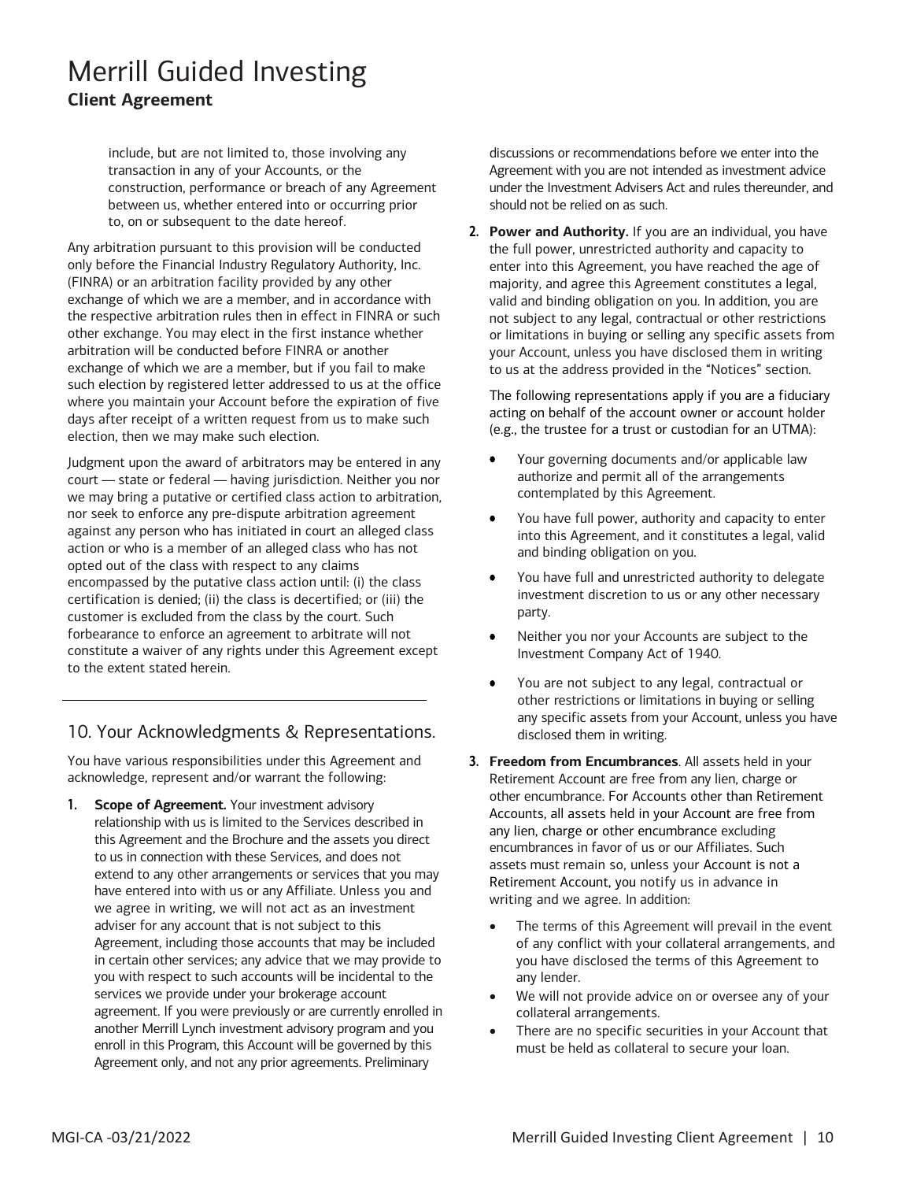include, but are not limited to, those involving any transaction in any of your Accounts, or the construction, performance or breach of any Agreement between us, whether entered into or occurring prior to, on or subsequent to the date hereof.

Any arbitration pursuant to this provision will be conducted only before the Financial Industry Regulatory Authority, Inc. (FINRA) or an arbitration facility provided by any other exchange of which we are a member, and in accordance with the respective arbitration rules then in effect in FINRA or such other exchange. You may elect in the first instance whether arbitration will be conducted before FINRA or another exchange of which we are a member, but if you fail to make such election by registered letter addressed to us at the office where you maintain your Account before the expiration of five days after receipt of a written request from us to make such election, then we may make such election.

Judgment upon the award of arbitrators may be entered in any court — state or federal — having jurisdiction. Neither you nor we may bring a putative or certified class action to arbitration, nor seek to enforce any pre-dispute arbitration agreement against any person who has initiated in court an alleged class action or who is a member of an alleged class who has not opted out of the class with respect to any claims encompassed by the putative class action until: (i) the class certification is denied; (ii) the class is decertified; or (iii) the customer is excluded from the class by the court. Such forbearance to enforce an agreement to arbitrate will not constitute a waiver of any rights under this Agreement except to the extent stated herein.

## 10. Your Acknowledgments & Representations.

You have various responsibilities under this Agreement and acknowledge, represent and/or warrant the following:

1. **Scope of Agreement.** Your investment advisory relationship with us is limited to the Services described in this Agreement and the Brochure and the assets you direct to us in connection with these Services, and does not extend to any other arrangements or services that you may have entered into with us or any Affiliate. Unless you and we agree in writing, we will not act as an investment adviser for any account that is not subject to this Agreement, including those accounts that may be included in certain other services; any advice that we may provide to you with respect to such accounts will be incidental to the services we provide under your brokerage account agreement. If you were previously or are currently enrolled in another Merrill Lynch investment advisory program and you enroll in this Program, this Account will be governed by this Agreement only, and not any prior agreements. Preliminary discussions or recommendations before we enter into the Agreement with you are not intended as investment advice under the Investment Advisers Act and rules thereunder, and should not be relied on as such.

2. **Power and Authority.** If you are an individual, you have the full power, unrestricted authority and capacity to enter into this Agreement, you have reached the age of majority, and agree this Agreement constitutes a legal, valid and binding obligation on you. In addition, you are not subject to any legal, contractual or other restrictions or limitations in buying or selling any specific assets from your Account, unless you have disclosed them in writing to us at the address provided in the "Notices" section.

   The following representations apply if you are a fiduciary acting on behalf of the account owner or account holder (e.g., the trustee for a trust or custodian for an UTMA):

   - Your governing documents and/or applicable law authorize and permit all of the arrangements contemplated by this Agreement.
   - You have full power, authority and capacity to enter into this Agreement, and it constitutes a legal, valid and binding obligation on you.
   - You have full and unrestricted authority to delegate investment discretion to us or any other necessary party.
   - Neither you nor your Accounts are subject to the Investment Company Act of 1940.
   - You are not subject to any legal, contractual or other restrictions or limitations in buying or selling any specific assets from your Account, unless you have disclosed them in writing.

3. **Freedom from Encumbrances**. All assets held in your Retirement Account are free from any lien, charge or other encumbrance. For Accounts other than Retirement Accounts, all assets held in your Account are free from any lien, charge or other encumbrance excluding encumbrances in favor of us or our Affiliates. Such assets must remain so, unless your Account is not a Retirement Account, you notify us in advance in writing and we agree. In addition:

   - The terms of this Agreement will prevail in the event of any conflict with your collateral arrangements, and you have disclosed the terms of this Agreement to any lender.
   - We will not provide advice on or oversee any of your collateral arrangements.
   - There are no specific securities in your Account that must be held as collateral to secure your loan.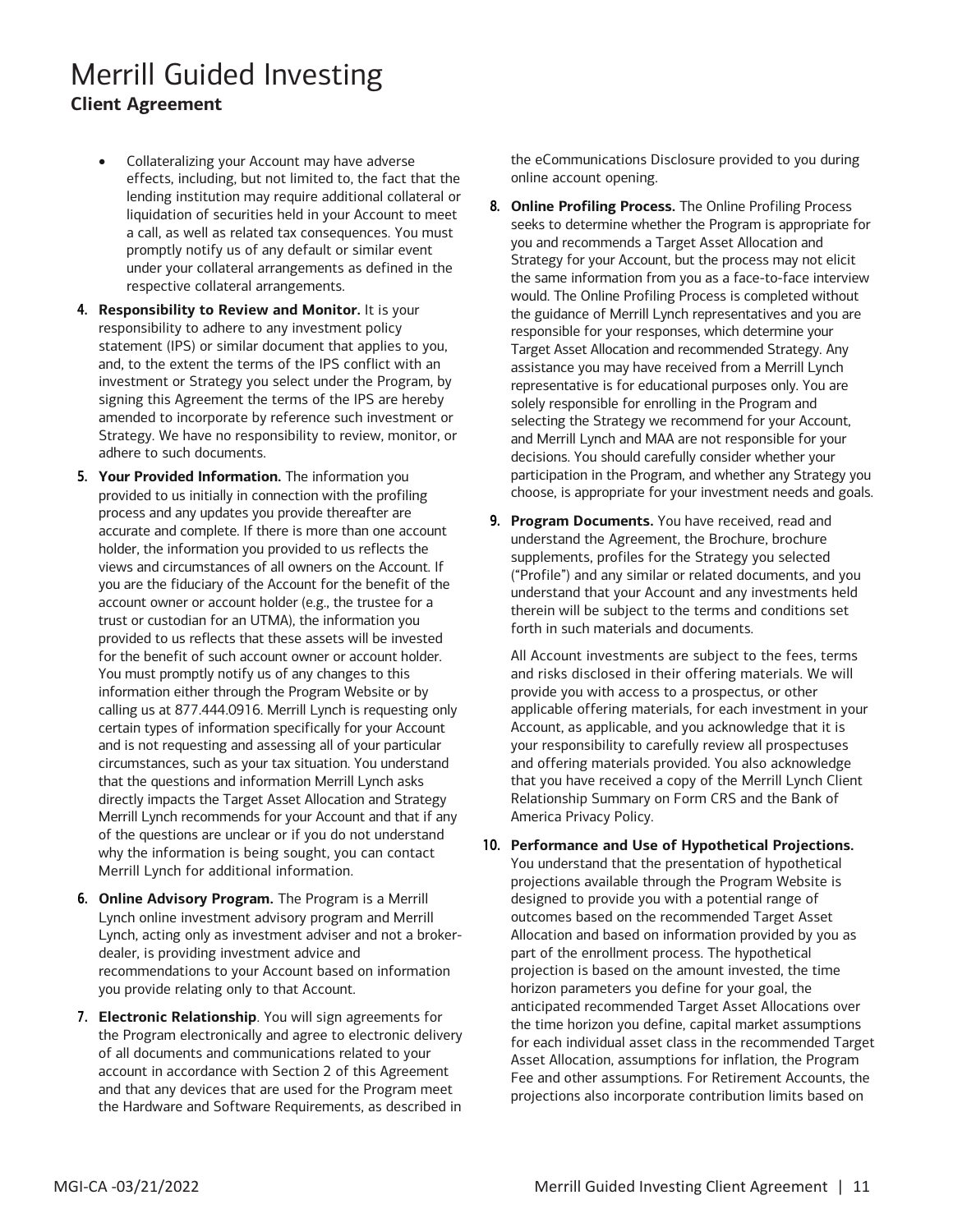# Merrill Guided Investing

## Client Agreement

- Collateralizing your Account may have adverse effects, including, but not limited to, the fact that the lending institution may require additional collateral or liquidation of securities held in your Account to meet a call, as well as related tax consequences. You must promptly notify us of any default or similar event under your collateral arrangements as defined in the respective collateral arrangements.

4. **Responsibility to Review and Monitor.** It is your responsibility to adhere to any investment policy statement (IPS) or similar document that applies to you, and, to the extent the terms of the IPS conflict with an investment or Strategy you select under the Program, by signing this Agreement the terms of the IPS are hereby amended to incorporate by reference such investment or Strategy. We have no responsibility to review, monitor, or adhere to such documents.

5. **Your Provided Information.** The information you provided to us initially in connection with the profiling process and any updates you provide thereafter are accurate and complete. If there is more than one account holder, the information you provided to us reflects the views and circumstances of all owners on the Account. If you are the fiduciary of the Account for the benefit of the account owner or account holder (e.g., the trustee for a trust or custodian for an UTMA), the information you provided to us reflects that these assets will be invested for the benefit of such account owner or account holder. You must promptly notify us of any changes to this information either through the Program Website or by calling us at 877.444.0916. Merrill Lynch is requesting only certain types of information specifically for your Account and is not requesting and assessing all of your particular circumstances, such as your tax situation. You understand that the questions and information Merrill Lynch asks directly impacts the Target Asset Allocation and Strategy Merrill Lynch recommends for your Account and that if any of the questions are unclear or if you do not understand why the information is being sought, you can contact Merrill Lynch for additional information.

6. **Online Advisory Program.** The Program is a Merrill Lynch online investment advisory program and Merrill Lynch, acting only as investment adviser and not a broker-dealer, is providing investment advice and recommendations to your Account based on information you provide relating only to that Account.

7. **Electronic Relationship**. You will sign agreements for the Program electronically and agree to electronic delivery of all documents and communications related to your account in accordance with Section 2 of this Agreement and that any devices that are used for the Program meet the Hardware and Software Requirements, as described in the eCommunications Disclosure provided to you during online account opening.

8. **Online Profiling Process.** The Online Profiling Process seeks to determine whether the Program is appropriate for you and recommends a Target Asset Allocation and Strategy for your Account, but the process may not elicit the same information from you as a face-to-face interview would. The Online Profiling Process is completed without the guidance of Merrill Lynch representatives and you are responsible for your responses, which determine your Target Asset Allocation and recommended Strategy. Any assistance you may have received from a Merrill Lynch representative is for educational purposes only. You are solely responsible for enrolling in the Program and selecting the Strategy we recommend for your Account, and Merrill Lynch and MAA are not responsible for your decisions. You should carefully consider whether your participation in the Program, and whether any Strategy you choose, is appropriate for your investment needs and goals.

9. **Program Documents.** You have received, read and understand the Agreement, the Brochure, brochure supplements, profiles for the Strategy you selected ("Profile") and any similar or related documents, and you understand that your Account and any investments held therein will be subject to the terms and conditions set forth in such materials and documents.

   All Account investments are subject to the fees, terms and risks disclosed in their offering materials. We will provide you with access to a prospectus, or other applicable offering materials, for each investment in your Account, as applicable, and you acknowledge that it is your responsibility to carefully review all prospectuses and offering materials provided. You also acknowledge that you have received a copy of the Merrill Lynch Client Relationship Summary on Form CRS and the Bank of America Privacy Policy.

10. **Performance and Use of Hypothetical Projections.** You understand that the presentation of hypothetical projections available through the Program Website is designed to provide you with a potential range of outcomes based on the recommended Target Asset Allocation and based on information provided by you as part of the enrollment process. The hypothetical projection is based on the amount invested, the time horizon parameters you define for your goal, the anticipated recommended Target Asset Allocations over the time horizon you define, capital market assumptions for each individual asset class in the recommended Target Asset Allocation, assumptions for inflation, the Program Fee and other assumptions. For Retirement Accounts, the projections also incorporate contribution limits based on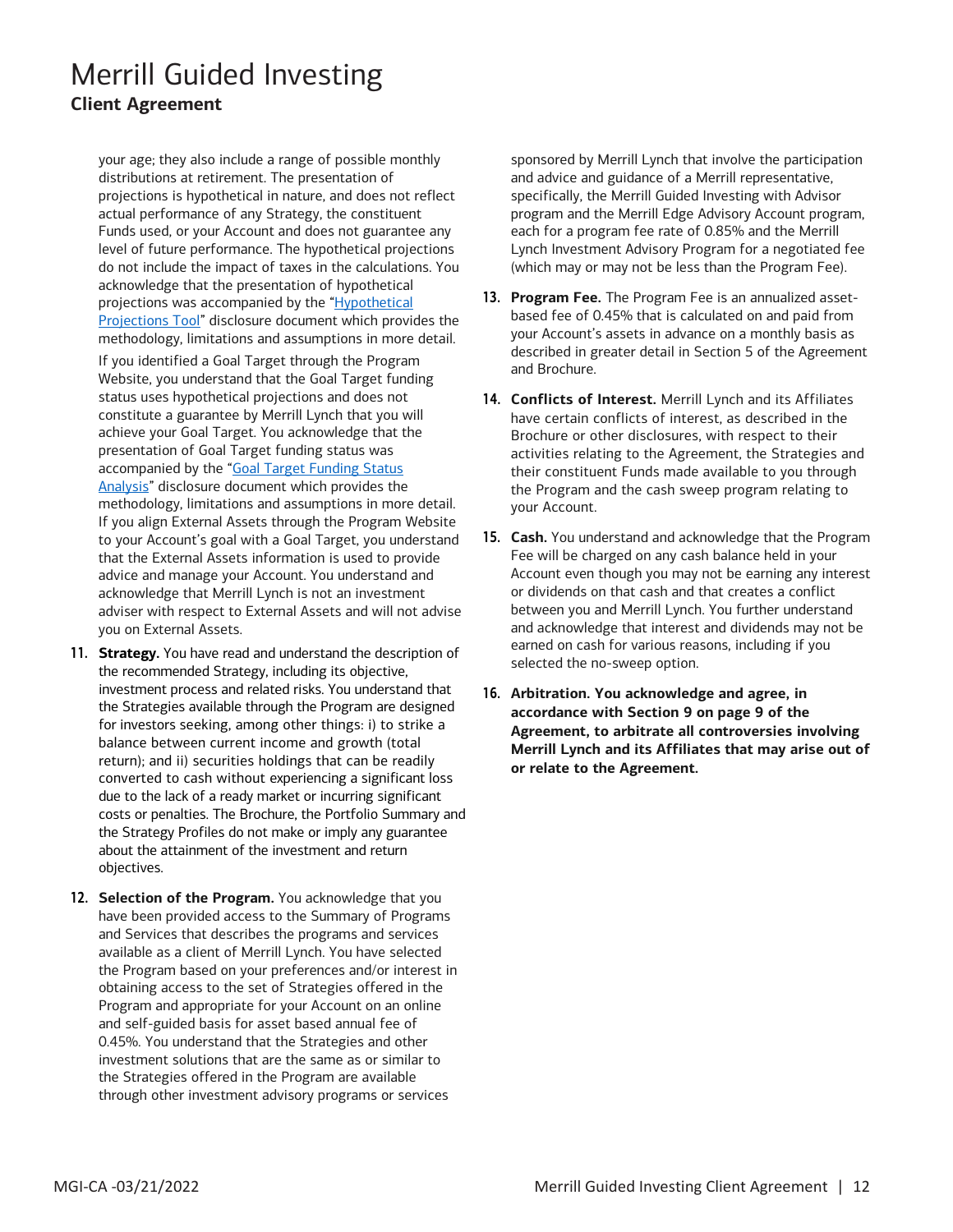your age; they also include a range of possible monthly distributions at retirement. The presentation of projections is hypothetical in nature, and does not reflect actual performance of any Strategy, the constituent Funds used, or your Account and does not guarantee any level of future performance. The hypothetical projections do not include the impact of taxes in the calculations. You acknowledge that the presentation of hypothetical projections was accompanied by the "Hypothetical Projections Tool" disclosure document which provides the methodology, limitations and assumptions in more detail.

If you identified a Goal Target through the Program Website, you understand that the Goal Target funding status uses hypothetical projections and does not constitute a guarantee by Merrill Lynch that you will achieve your Goal Target. You acknowledge that the presentation of Goal Target funding status was accompanied by the "Goal Target Funding Status Analysis" disclosure document which provides the methodology, limitations and assumptions in more detail. If you align External Assets through the Program Website to your Account's goal with a Goal Target, you understand that the External Assets information is used to provide advice and manage your Account. You understand and acknowledge that Merrill Lynch is not an investment adviser with respect to External Assets and will not advise you on External Assets.

11. **Strategy.** You have read and understand the description of the recommended Strategy, including its objective, investment process and related risks. You understand that the Strategies available through the Program are designed for investors seeking, among other things: i) to strike a balance between current income and growth (total return); and ii) securities holdings that can be readily converted to cash without experiencing a significant loss due to the lack of a ready market or incurring significant costs or penalties. The Brochure, the Portfolio Summary and the Strategy Profiles do not make or imply any guarantee about the attainment of the investment and return objectives.

12. **Selection of the Program.** You acknowledge that you have been provided access to the Summary of Programs and Services that describes the programs and services available as a client of Merrill Lynch. You have selected the Program based on your preferences and/or interest in obtaining access to the set of Strategies offered in the Program and appropriate for your Account on an online and self-guided basis for asset based annual fee of 0.45%. You understand that the Strategies and other investment solutions that are the same as or similar to the Strategies offered in the Program are available through other investment advisory programs or services sponsored by Merrill Lynch that involve the participation and advice and guidance of a Merrill representative, specifically, the Merrill Guided Investing with Advisor program and the Merrill Edge Advisory Account program, each for a program fee rate of 0.85% and the Merrill Lynch Investment Advisory Program for a negotiated fee (which may or may not be less than the Program Fee).

13. **Program Fee.** The Program Fee is an annualized asset-based fee of 0.45% that is calculated on and paid from your Account's assets in advance on a monthly basis as described in greater detail in Section 5 of the Agreement and Brochure.

14. **Conflicts of Interest.** Merrill Lynch and its Affiliates have certain conflicts of interest, as described in the Brochure or other disclosures, with respect to their activities relating to the Agreement, the Strategies and their constituent Funds made available to you through the Program and the cash sweep program relating to your Account.

15. **Cash.** You understand and acknowledge that the Program Fee will be charged on any cash balance held in your Account even though you may not be earning any interest or dividends on that cash and that creates a conflict between you and Merrill Lynch. You further understand and acknowledge that interest and dividends may not be earned on cash for various reasons, including if you selected the no-sweep option.

16. **Arbitration. You acknowledge and agree, in accordance with Section 9 on page 9 of the Agreement, to arbitrate all controversies involving Merrill Lynch and its Affiliates that may arise out of or relate to the Agreement.**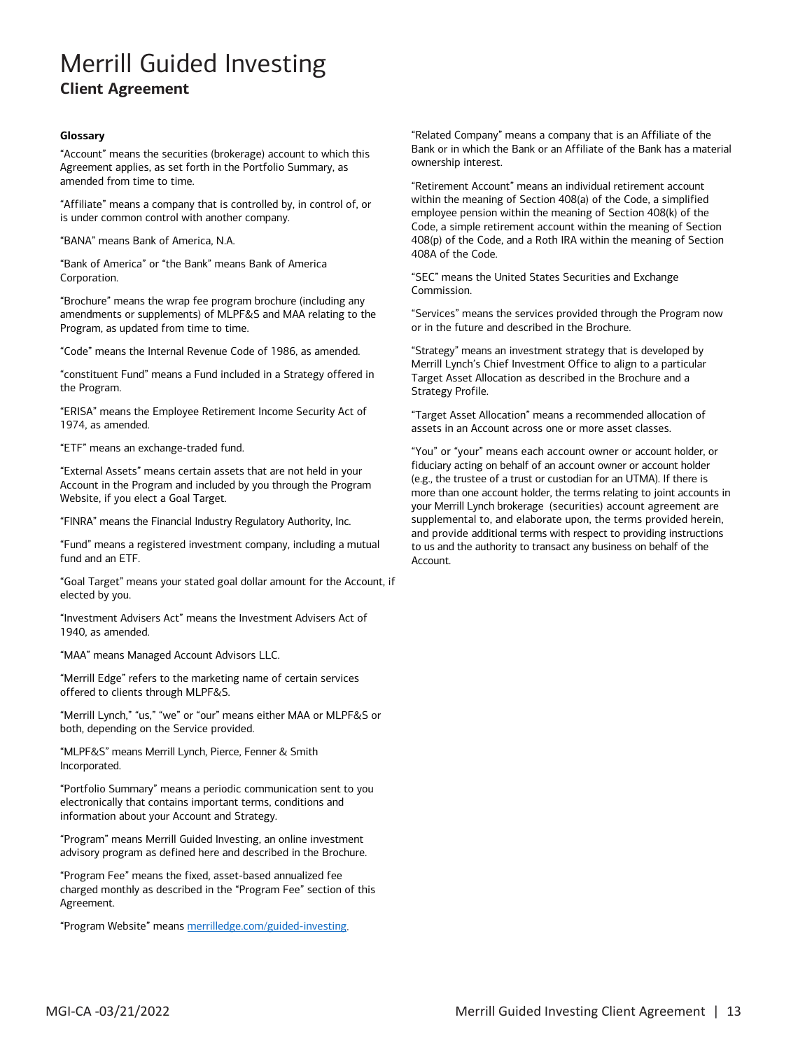# Merrill Guided Investing

## Client Agreement

### Glossary

"Account" means the securities (brokerage) account to which this Agreement applies, as set forth in the Portfolio Summary, as amended from time to time.

"Affiliate" means a company that is controlled by, in control of, or is under common control with another company.

"BANA" means Bank of America, N.A.

"Bank of America" or "the Bank" means Bank of America Corporation.

"Brochure" means the wrap fee program brochure (including any amendments or supplements) of MLPF&S and MAA relating to the Program, as updated from time to time.

"Code" means the Internal Revenue Code of 1986, as amended.

"constituent Fund" means a Fund included in a Strategy offered in the Program.

"ERISA" means the Employee Retirement Income Security Act of 1974, as amended.

"ETF" means an exchange-traded fund.

"External Assets" means certain assets that are not held in your Account in the Program and included by you through the Program Website, if you elect a Goal Target.

"FINRA" means the Financial Industry Regulatory Authority, Inc.

"Fund" means a registered investment company, including a mutual fund and an ETF.

"Goal Target" means your stated goal dollar amount for the Account, if elected by you.

"Investment Advisers Act" means the Investment Advisers Act of 1940, as amended.

"MAA" means Managed Account Advisors LLC.

"Merrill Edge" refers to the marketing name of certain services offered to clients through MLPF&S.

"Merrill Lynch," "us," "we" or "our" means either MAA or MLPF&S or both, depending on the Service provided.

"MLPF&S" means Merrill Lynch, Pierce, Fenner & Smith Incorporated.

"Portfolio Summary" means a periodic communication sent to you electronically that contains important terms, conditions and information about your Account and Strategy.

"Program" means Merrill Guided Investing, an online investment advisory program as defined here and described in the Brochure.

"Program Fee" means the fixed, asset-based annualized fee charged monthly as described in the "Program Fee" section of this Agreement.

"Program Website" means merrilledge.com/guided-investing.

"Related Company" means a company that is an Affiliate of the Bank or in which the Bank or an Affiliate of the Bank has a material ownership interest.

"Retirement Account" means an individual retirement account within the meaning of Section 408(a) of the Code, a simplified employee pension within the meaning of Section 408(k) of the Code, a simple retirement account within the meaning of Section 408(p) of the Code, and a Roth IRA within the meaning of Section 408A of the Code.

"SEC" means the United States Securities and Exchange Commission.

"Services" means the services provided through the Program now or in the future and described in the Brochure.

"Strategy" means an investment strategy that is developed by Merrill Lynch's Chief Investment Office to align to a particular Target Asset Allocation as described in the Brochure and a Strategy Profile.

"Target Asset Allocation" means a recommended allocation of assets in an Account across one or more asset classes.

"You" or "your" means each account owner or account holder, or fiduciary acting on behalf of an account owner or account holder (e.g., the trustee of a trust or custodian for an UTMA). If there is more than one account holder, the terms relating to joint accounts in your Merrill Lynch brokerage (securities) account agreement are supplemental to, and elaborate upon, the terms provided herein, and provide additional terms with respect to providing instructions to us and the authority to transact any business on behalf of the Account.

MGI-CA -03/21/2022